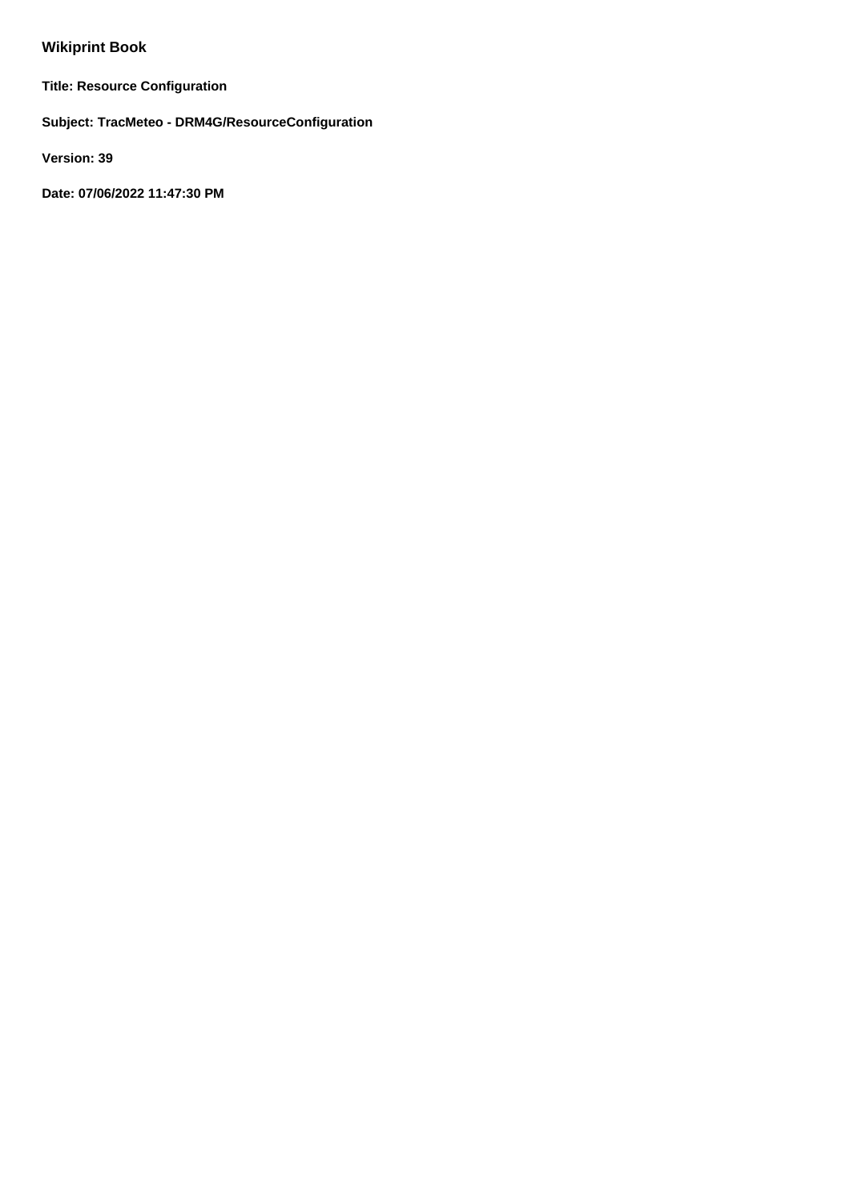# Wikiprint Book

**Title: Resource Configuration**

**Subject: TracMeteo - DRM4G/ResourceConfiguration**

**Version: 39**

**Date: 07/06/2022 11:47:30 PM**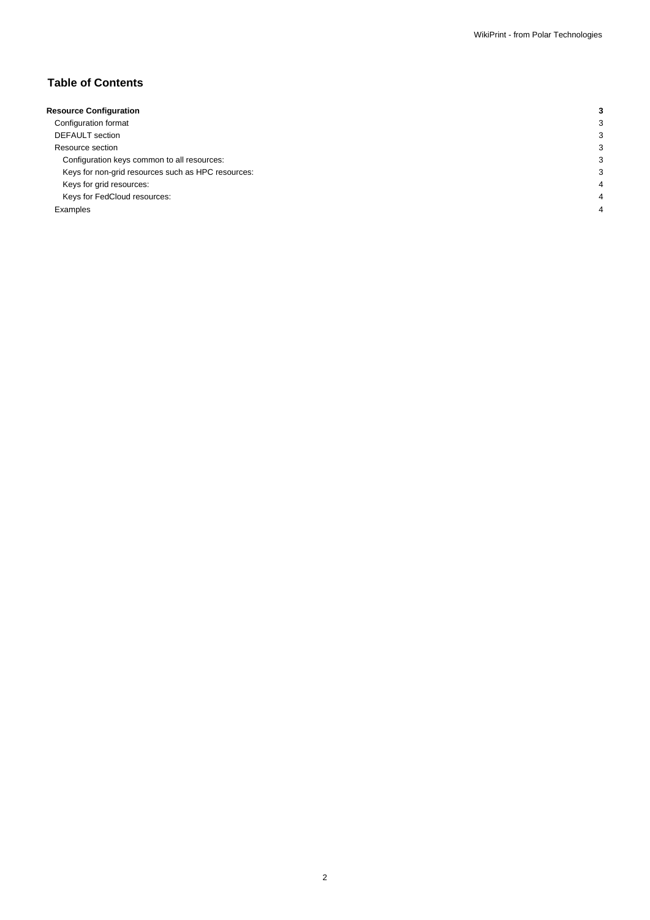## Table of Contents

| | |
|---|---|
| **Resource Configuration** | **3** |
| Configuration format | 3 |
| DEFAULT section | 3 |
| Resource section | 3 |
| Configuration keys common to all resources: | 3 |
| Keys for non-grid resources such as HPC resources: | 3 |
| Keys for grid resources: | 4 |
| Keys for FedCloud resources: | 4 |
| Examples | 4 |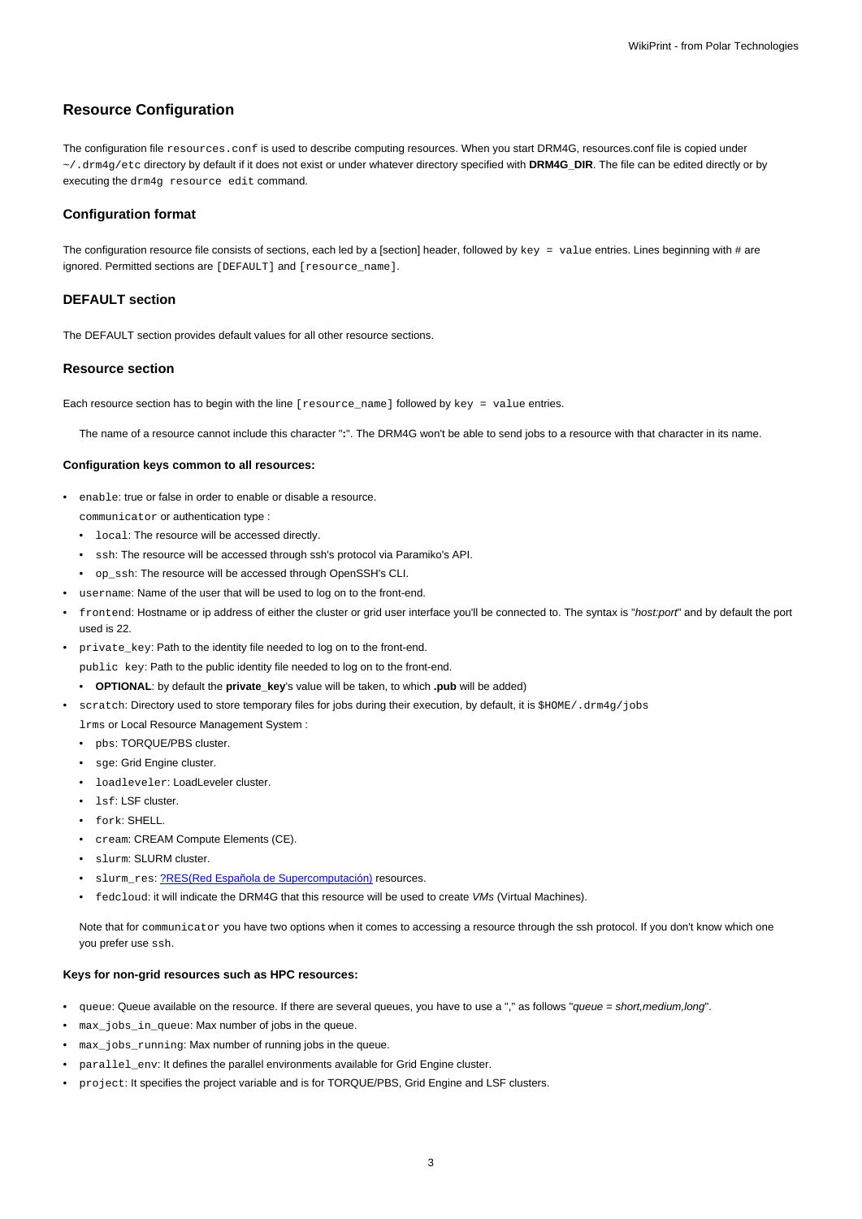## Resource Configuration

The configuration file `resources.conf` is used to describe computing resources. When you start DRM4G, resources.conf file is copied under `~/.drm4g/etc` directory by default if it does not exist or under whatever directory specified with **DRM4G_DIR**. The file can be edited directly or by executing the `drm4g resource edit` command.

### Configuration format

The configuration resource file consists of sections, each led by a [section] header, followed by `key = value` entries. Lines beginning with # are ignored. Permitted sections are `[DEFAULT]` and `[resource_name]`.

### DEFAULT section

The DEFAULT section provides default values for all other resource sections.

### Resource section

Each resource section has to begin with the line `[resource_name]` followed by `key = value` entries.

The name of a resource cannot include this character "**:**". The DRM4G won't be able to send jobs to a resource with that character in its name.

#### Configuration keys common to all resources:

- `enable`: true or false in order to enable or disable a resource.
  `communicator` or authentication type :
    - `local`: The resource will be accessed directly.
    - `ssh`: The resource will be accessed through ssh's protocol via Paramiko's API.
    - `op_ssh`: The resource will be accessed through OpenSSH's CLI.
- `username`: Name of the user that will be used to log on to the front-end.
- `frontend`: Hostname or ip address of either the cluster or grid user interface you'll be connected to. The syntax is "*host:port*" and by default the port used is 22.
- `private_key`: Path to the identity file needed to log on to the front-end.
  `public key`: Path to the public identity file needed to log on to the front-end.
    - **OPTIONAL**: by default the **private_key**'s value will be taken, to which **.pub** will be added)
- `scratch`: Directory used to store temporary files for jobs during their execution, by default, it is `$HOME/.drm4g/jobs`
  `lrms` or Local Resource Management System :
    - `pbs`: TORQUE/PBS cluster.
    - `sge`: Grid Engine cluster.
    - `loadleveler`: LoadLeveler cluster.
    - `lsf`: LSF cluster.
    - `fork`: SHELL.
    - `cream`: CREAM Compute Elements (CE).
    - `slurm`: SLURM cluster.
    - `slurm_res`: ?RES(Red Española de Supercomputación) resources.
    - `fedcloud`: it will indicate the DRM4G that this resource will be used to create *VMs* (Virtual Machines).

Note that for `communicator` you have two options when it comes to accessing a resource through the ssh protocol. If you don't know which one you prefer use `ssh`.

#### Keys for non-grid resources such as HPC resources:

- `queue`: Queue available on the resource. If there are several queues, you have to use a "," as follows "*queue = short,medium,long*".
- `max_jobs_in_queue`: Max number of jobs in the queue.
- `max_jobs_running`: Max number of running jobs in the queue.
- `parallel_env`: It defines the parallel environments available for Grid Engine cluster.
- `project`: It specifies the project variable and is for TORQUE/PBS, Grid Engine and LSF clusters.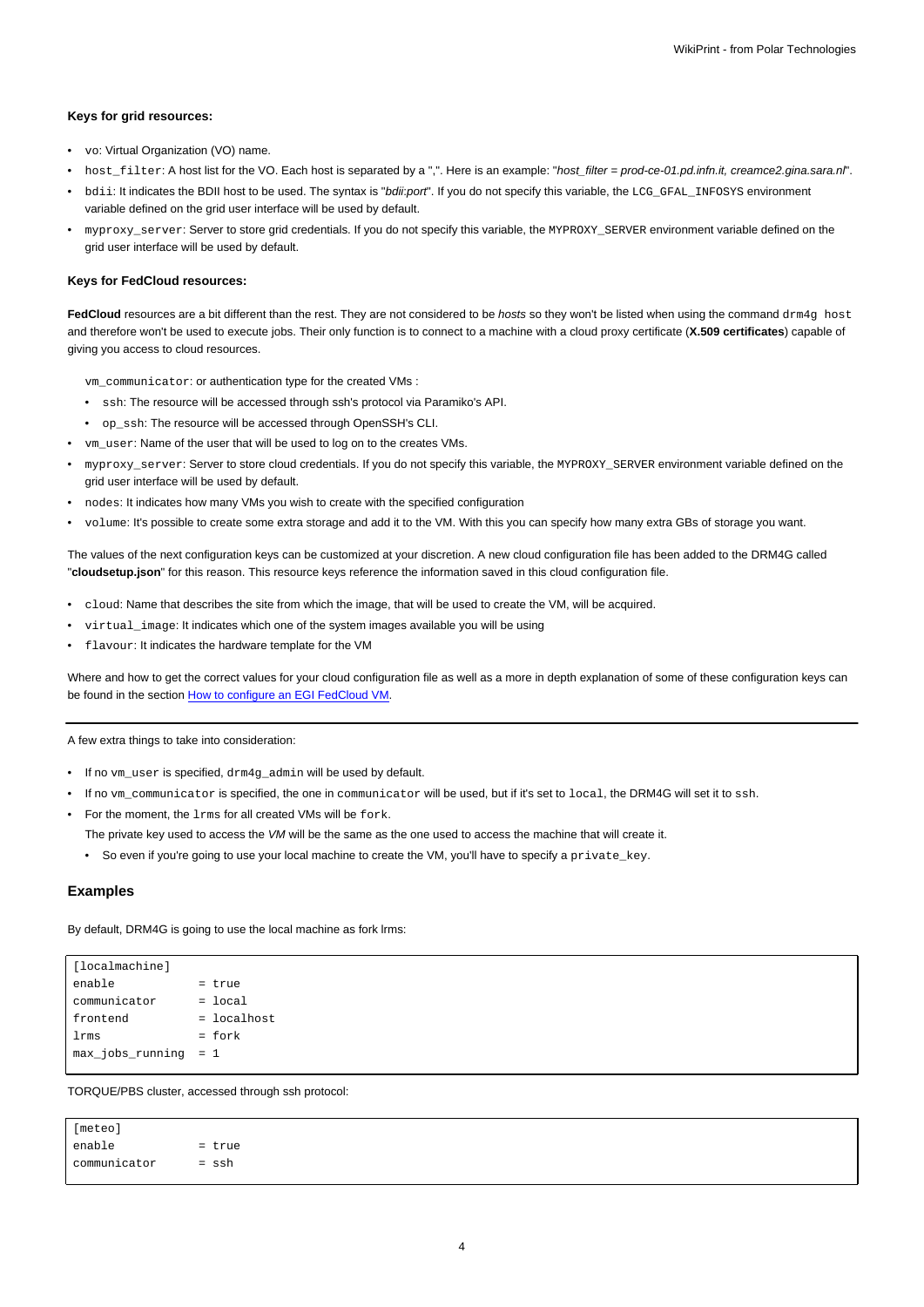**Keys for grid resources:**

- `vo`: Virtual Organization (VO) name.
- `host_filter`: A host list for the VO. Each host is separated by a ",". Here is an example: "*host_filter = prod-ce-01.pd.infn.it, creamce2.gina.sara.nl*".
- `bdii`: It indicates the BDII host to be used. The syntax is "*bdii:port*". If you do not specify this variable, the `LCG_GFAL_INFOSYS` environment variable defined on the grid user interface will be used by default.
- `myproxy_server`: Server to store grid credentials. If you do not specify this variable, the `MYPROXY_SERVER` environment variable defined on the grid user interface will be used by default.

**Keys for FedCloud resources:**

**FedCloud** resources are a bit different than the rest. They are not considered to be *hosts* so they won't be listed when using the command `drm4g host` and therefore won't be used to execute jobs. Their only function is to connect to a machine with a cloud proxy certificate (**X.509 certificates**) capable of giving you access to cloud resources.

`vm_communicator`: or authentication type for the created VMs :

- `ssh`: The resource will be accessed through ssh's protocol via Paramiko's API.
- `op_ssh`: The resource will be accessed through OpenSSH's CLI.

- `vm_user`: Name of the user that will be used to log on to the creates VMs.
- `myproxy_server`: Server to store cloud credentials. If you do not specify this variable, the `MYPROXY_SERVER` environment variable defined on the grid user interface will be used by default.
- `nodes`: It indicates how many VMs you wish to create with the specified configuration
- `volume`: It's possible to create some extra storage and add it to the VM. With this you can specify how many extra GBs of storage you want.

The values of the next configuration keys can be customized at your discretion. A new cloud configuration file has been added to the DRM4G called "**cloudsetup.json**" for this reason. This resource keys reference the information saved in this cloud configuration file.

- `cloud`: Name that describes the site from which the image, that will be used to create the VM, will be acquired.
- `virtual_image`: It indicates which one of the system images available you will be using
- `flavour`: It indicates the hardware template for the VM

Where and how to get the correct values for your cloud configuration file as well as a more in depth explanation of some of these configuration keys can be found in the section How to configure an EGI FedCloud VM.

---

A few extra things to take into consideration:

- If no `vm_user` is specified, `drm4g_admin` will be used by default.
- If no `vm_communicator` is specified, the one in `communicator` will be used, but if it's set to `local`, the DRM4G will set it to `ssh`.
- For the moment, the `lrms` for all created VMs will be `fork`.

  The private key used to access the *VM* will be the same as the one used to access the machine that will create it.

  - So even if you're going to use your local machine to create the VM, you'll have to specify a `private_key`.

### Examples

By default, DRM4G is going to use the local machine as fork lrms:

```
[localmachine]
enable           = true
communicator     = local
frontend         = localhost
lrms             = fork
max_jobs_running = 1
```

TORQUE/PBS cluster, accessed through ssh protocol:

```
[meteo]
enable           = true
communicator     = ssh
```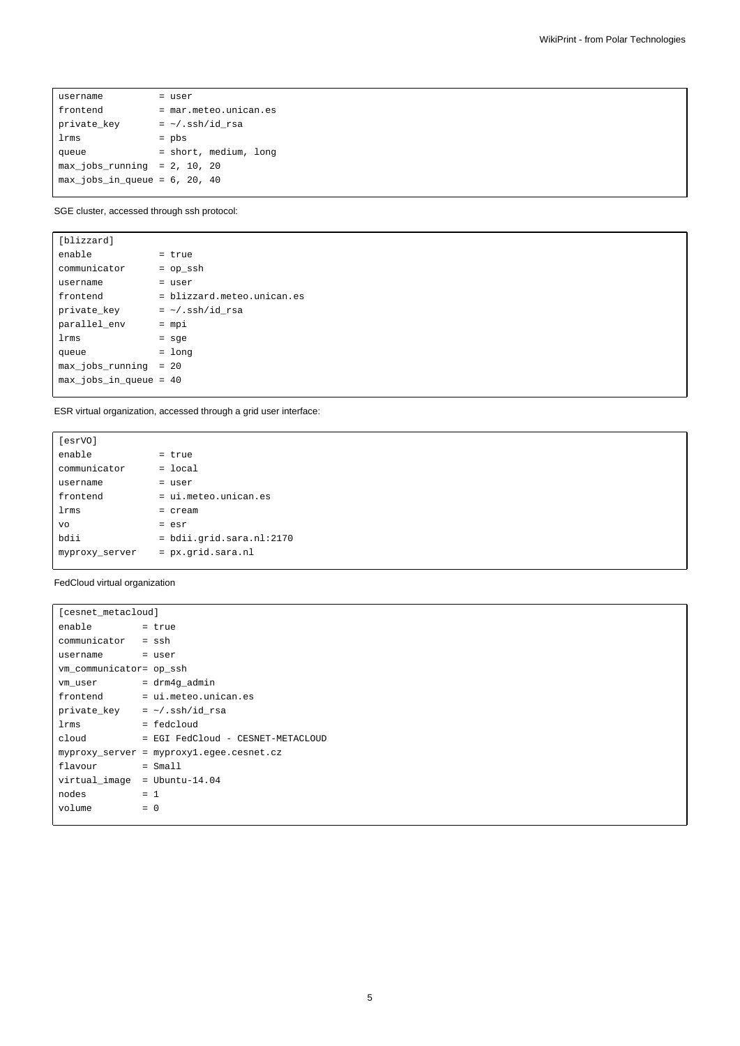```
username          = user
frontend          = mar.meteo.unican.es
private_key       = ~/.ssh/id_rsa
lrms              = pbs
queue             = short, medium, long
max_jobs_running  = 2, 10, 20
max_jobs_in_queue = 6, 20, 40
```

SGE cluster, accessed through ssh protocol:

```
[blizzard]
enable            = true
communicator      = op_ssh
username          = user
frontend          = blizzard.meteo.unican.es
private_key       = ~/.ssh/id_rsa
parallel_env      = mpi
lrms              = sge
queue             = long
max_jobs_running  = 20
max_jobs_in_queue = 40
```

ESR virtual organization, accessed through a grid user interface:

```
[esrVO]
enable            = true
communicator      = local
username          = user
frontend          = ui.meteo.unican.es
lrms              = cream
vo                = esr
bdii              = bdii.grid.sara.nl:2170
myproxy_server    = px.grid.sara.nl
```

FedCloud virtual organization

```
[cesnet_metacloud]
enable         = true
communicator   = ssh
username       = user
vm_communicator= op_ssh
vm_user        = drm4g_admin
frontend       = ui.meteo.unican.es
private_key    = ~/.ssh/id_rsa
lrms           = fedcloud
cloud          = EGI FedCloud - CESNET-METACLOUD
myproxy_server = myproxy1.egee.cesnet.cz
flavour        = Small
virtual_image  = Ubuntu-14.04
nodes          = 1
volume         = 0
```